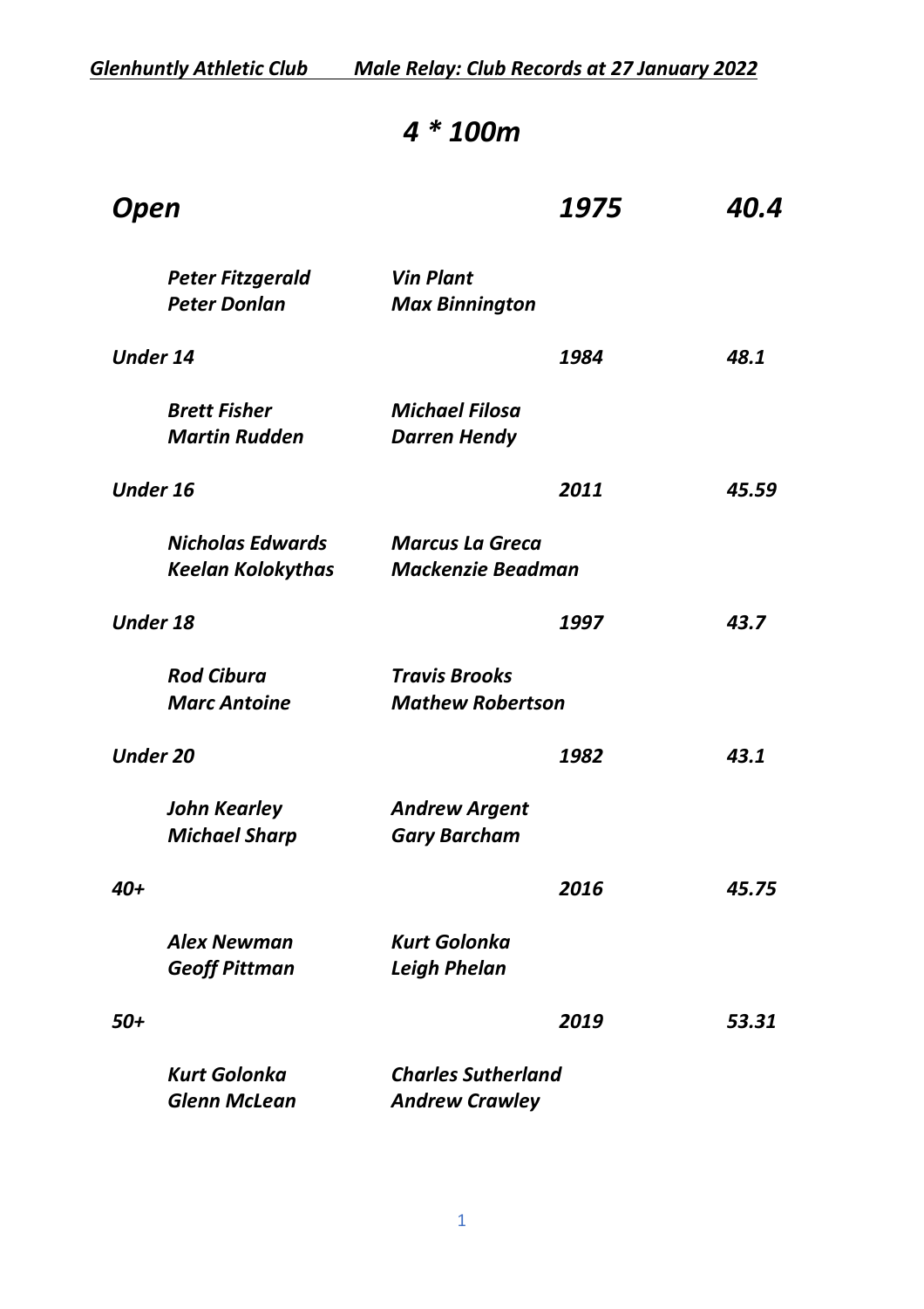# 4 * 100m

## *Open* — *1975* — *40.4*

*Peter Fitzgerald* | *Vin Plant*
*Peter Donlan* | *Max Binnington*

### *Under 14* — *1984* — *48.1*

*Brett Fisher* | *Michael Filosa*
*Martin Rudden* | *Darren Hendy*

### *Under 16* — *2011* — *45.59*

*Nicholas Edwards* | *Marcus La Greca*
*Keelan Kolokythas* | *Mackenzie Beadman*

### *Under 18* — *1997* — *43.7*

*Rod Cibura* | *Travis Brooks*
*Marc Antoine* | *Mathew Robertson*

### *Under 20* — *1982* — *43.1*

*John Kearley* | *Andrew Argent*
*Michael Sharp* | *Gary Barcham*

### *40+* — *2016* — *45.75*

*Alex Newman* | *Kurt Golonka*
*Geoff Pittman* | *Leigh Phelan*

### *50+* — *2019* — *53.31*

*Kurt Golonka* | *Charles Sutherland*
*Glenn McLean* | *Andrew Crawley*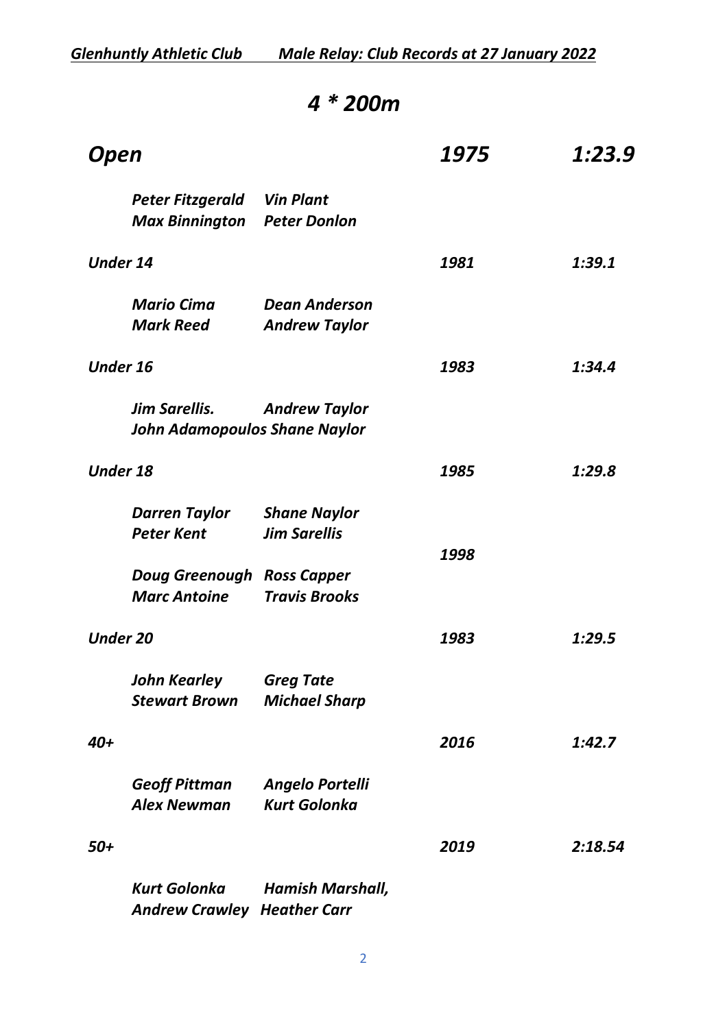*Glenhuntly Athletic Club Male Relay: Club Records at 27 January 2022*

# *4 * 200m*

| Category | | | Year | Time |
|---|---|---|---|---|
| ***Open*** | | | ***1975*** | ***1:23.9*** |
| | ***Peter Fitzgerald*** | ***Vin Plant*** | | |
| | ***Max Binnington*** | ***Peter Donlon*** | | |
| ***Under 14*** | | | ***1981*** | ***1:39.1*** |
| | ***Mario Cima*** | ***Dean Anderson*** | | |
| | ***Mark Reed*** | ***Andrew Taylor*** | | |
| ***Under 16*** | | | ***1983*** | ***1:34.4*** |
| | ***Jim Sarellis.*** | ***Andrew Taylor*** | | |
| | ***John Adamopoulos*** | ***Shane Naylor*** | | |
| ***Under 18*** | | | ***1985*** | ***1:29.8*** |
| | ***Darren Taylor*** | ***Shane Naylor*** | | |
| | ***Peter Kent*** | ***Jim Sarellis*** | | |
| | | | ***1998*** | |
| | ***Doug Greenough*** | ***Ross Capper*** | | |
| | ***Marc Antoine*** | ***Travis Brooks*** | | |
| ***Under 20*** | | | ***1983*** | ***1:29.5*** |
| | ***John Kearley*** | ***Greg Tate*** | | |
| | ***Stewart Brown*** | ***Michael Sharp*** | | |
| ***40+*** | | | ***2016*** | ***1:42.7*** |
| | ***Geoff Pittman*** | ***Angelo Portelli*** | | |
| | ***Alex Newman*** | ***Kurt Golonka*** | | |
| ***50+*** | | | ***2019*** | ***2:18.54*** |
| | ***Kurt Golonka*** | ***Hamish Marshall,*** | | |
| | ***Andrew Crawley*** | ***Heather Carr*** | | |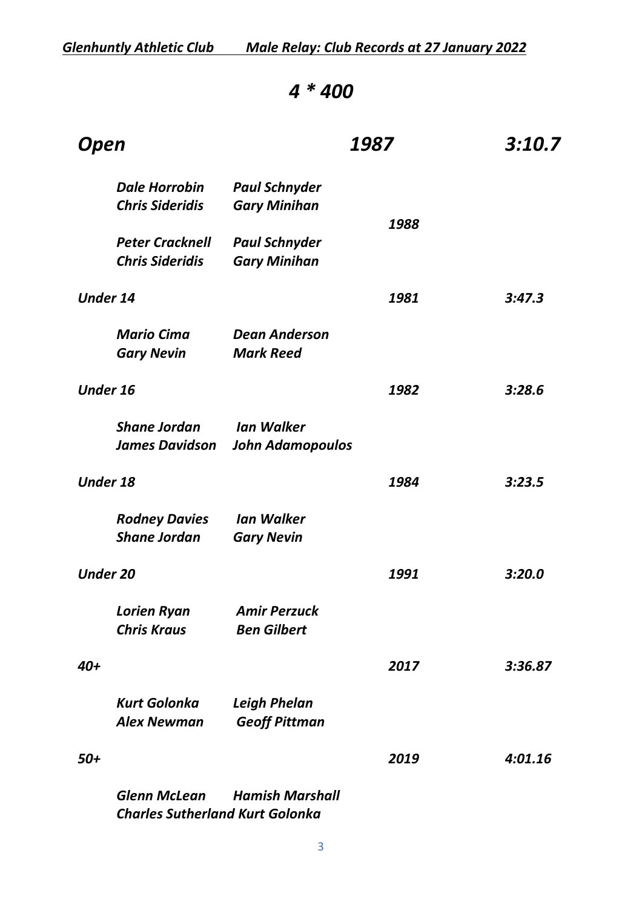# *4 * 400*

## *Open* — *1987* — *3:10.7*

*Dale Horrobin* *Paul Schnyder*
*Chris Sideridis* *Gary Minihan*

*1988*

*Peter Cracknell* *Paul Schnyder*
*Chris Sideridis* *Gary Minihan*

***Under 14*** — ***1981*** — ***3:47.3***

*Mario Cima* *Dean Anderson*
*Gary Nevin* *Mark Reed*

***Under 16*** — ***1982*** — ***3:28.6***

*Shane Jordan* *Ian Walker*
*James Davidson* *John Adamopoulos*

***Under 18*** — ***1984*** — ***3:23.5***

*Rodney Davies* *Ian Walker*
*Shane Jordan* *Gary Nevin*

***Under 20*** — ***1991*** — ***3:20.0***

*Lorien Ryan* *Amir Perzuck*
*Chris Kraus* *Ben Gilbert*

***40+*** — ***2017*** — ***3:36.87***

*Kurt Golonka* *Leigh Phelan*
*Alex Newman* *Geoff Pittman*

***50+*** — ***2019*** — ***4:01.16***

*Glenn McLean* *Hamish Marshall*
*Charles Sutherland Kurt Golonka*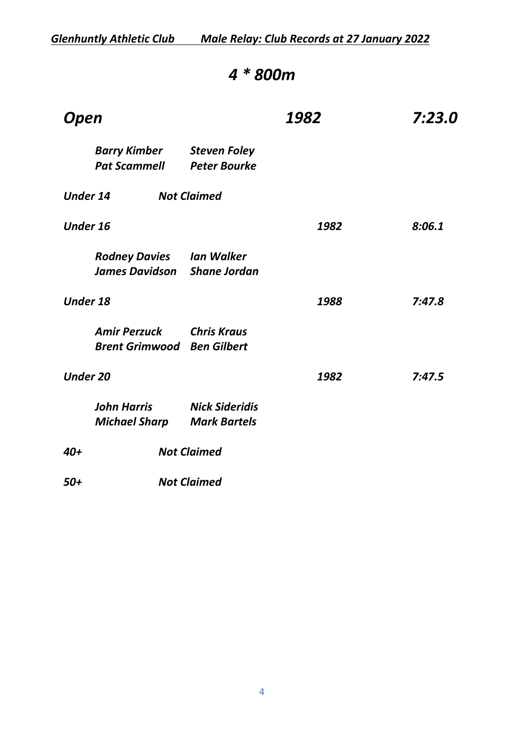# *4 * 800m*

## *Open* — *1982* — *7:23.0*

*Barry Kimber* *Steven Foley*
*Pat Scammell* *Peter Bourke*

***Under 14*** ***Not Claimed***

***Under 16*** ***1982*** ***8:06.1***

*Rodney Davies* *Ian Walker*
*James Davidson* *Shane Jordan*

***Under 18*** ***1988*** ***7:47.8***

*Amir Perzuck* *Chris Kraus*
*Brent Grimwood* *Ben Gilbert*

***Under 20*** ***1982*** ***7:47.5***

*John Harris* *Nick Sideridis*
*Michael Sharp* *Mark Bartels*

***40+*** ***Not Claimed***

***50+*** ***Not Claimed***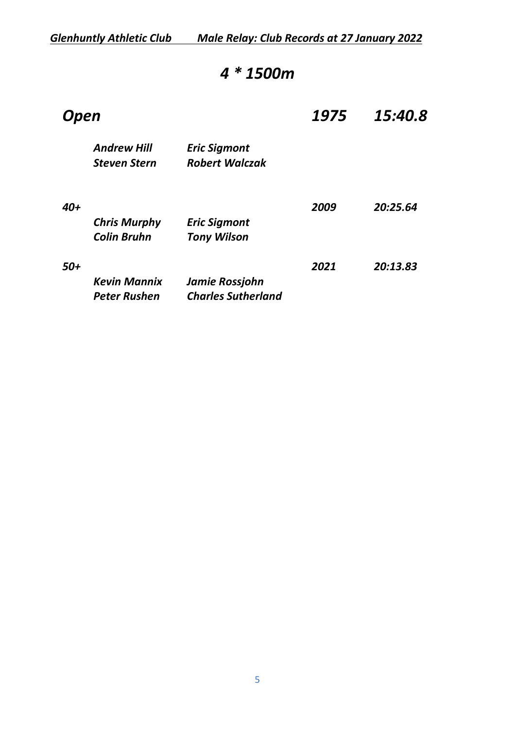# *4 * 1500m*

## *Open* — *1975* — *15:40.8*

| | | | |
|---|---|---|---|
| ***Andrew Hill*** | ***Eric Sigmont*** | | |
| ***Steven Stern*** | ***Robert Walczak*** | | |

### *40+* — *2009* — *20:25.64*

| | | | |
|---|---|---|---|
| ***Chris Murphy*** | ***Eric Sigmont*** | | |
| ***Colin Bruhn*** | ***Tony Wilson*** | | |

### *50+* — *2021* — *20:13.83*

| | | | |
|---|---|---|---|
| ***Kevin Mannix*** | ***Jamie Rossjohn*** | | |
| ***Peter Rushen*** | ***Charles Sutherland*** | | |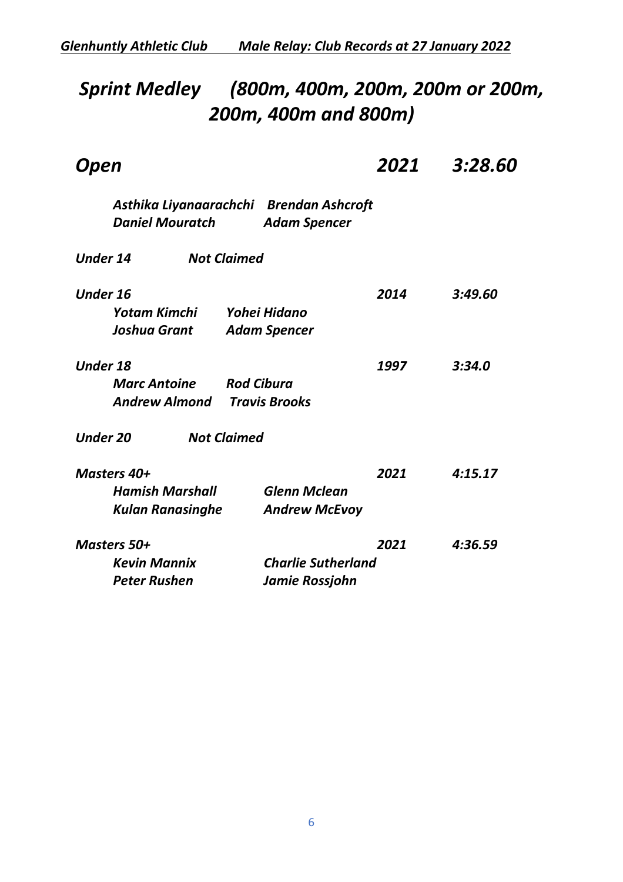## *Sprint Medley (800m, 400m, 200m, 200m or 200m, 200m, 400m and 800m)*

### *Open* — *2021* — *3:28.60*

*Asthika Liyanaarachchi, Brendan Ashcroft, Daniel Mouratch, Adam Spencer*

***Under 14*** — ***Not Claimed***

***Under 16*** — ***2014*** — ***3:49.60***

*Yotam Kimchi, Yohei Hidano, Joshua Grant, Adam Spencer*

***Under 18*** — ***1997*** — ***3:34.0***

*Marc Antoine, Rod Cibura, Andrew Almond, Travis Brooks*

***Under 20*** — ***Not Claimed***

***Masters 40+*** — ***2021*** — ***4:15.17***

*Hamish Marshall, Glenn Mclean, Kulan Ranasinghe, Andrew McEvoy*

***Masters 50+*** — ***2021*** — ***4:36.59***

*Kevin Mannix, Charlie Sutherland, Peter Rushen, Jamie Rossjohn*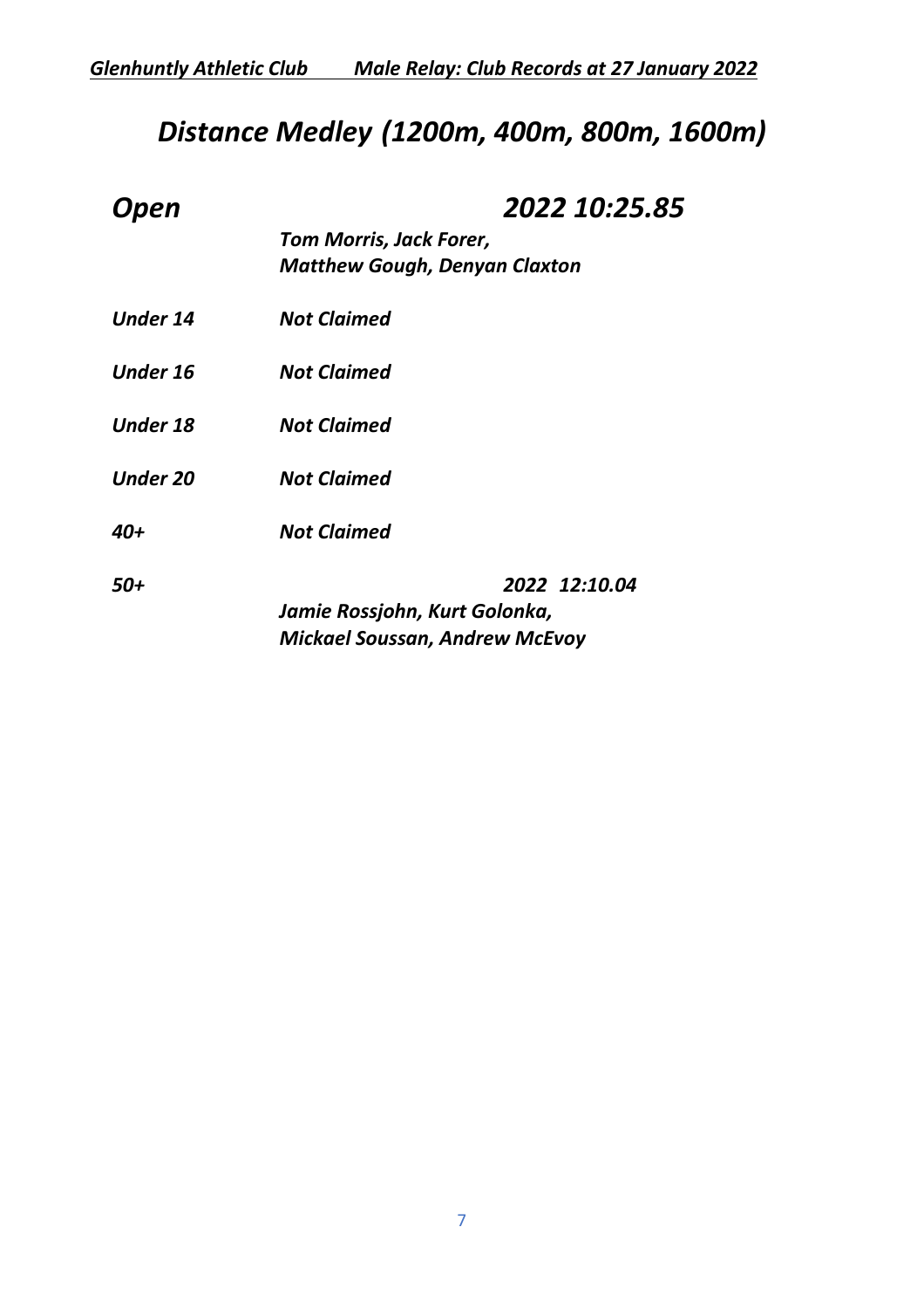# *Distance Medley (1200m, 400m, 800m, 1600m)*

***Open*** ***2022 10:25.85***

***Tom Morris, Jack Forer, Matthew Gough, Denyan Claxton***

***Under 14*** ***Not Claimed***

***Under 16*** ***Not Claimed***

***Under 18*** ***Not Claimed***

***Under 20*** ***Not Claimed***

***40+*** ***Not Claimed***

***50+*** ***2022 12:10.04***

***Jamie Rossjohn, Kurt Golonka, Mickael Soussan, Andrew McEvoy***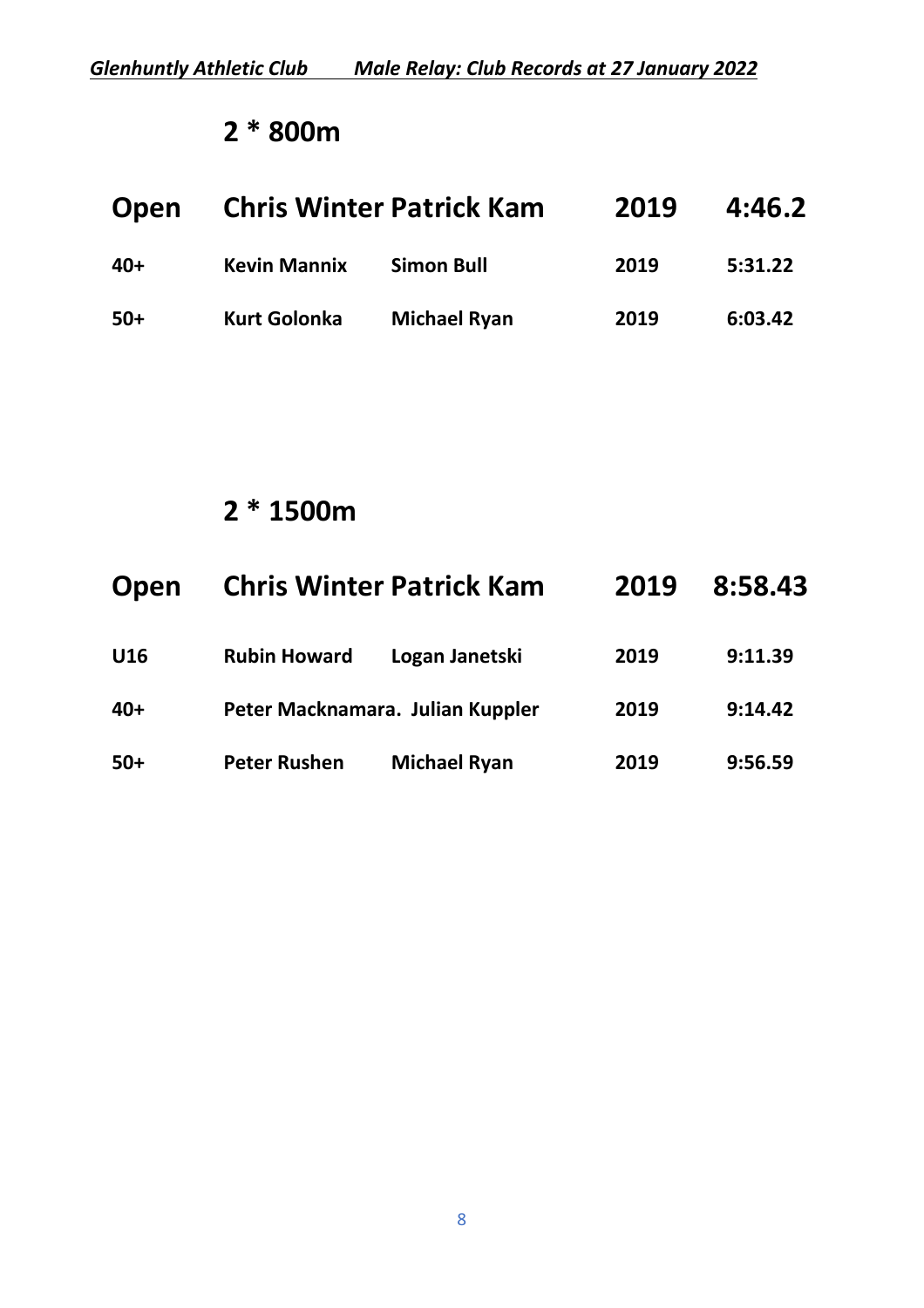## 2 * 800m

| | | | | |
|---|---|---|---|---|
| **Open** | **Chris Winter** | **Patrick Kam** | **2019** | **4:46.2** |
| **40+** | **Kevin Mannix** | **Simon Bull** | **2019** | **5:31.22** |
| **50+** | **Kurt Golonka** | **Michael Ryan** | **2019** | **6:03.42** |

## 2 * 1500m

| | | | | |
|---|---|---|---|---|
| **Open** | **Chris Winter** | **Patrick Kam** | **2019** | **8:58.43** |
| **U16** | **Rubin Howard** | **Logan Janetski** | **2019** | **9:11.39** |
| **40+** | **Peter Macknamara.** | **Julian Kuppler** | **2019** | **9:14.42** |
| **50+** | **Peter Rushen** | **Michael Ryan** | **2019** | **9:56.59** |